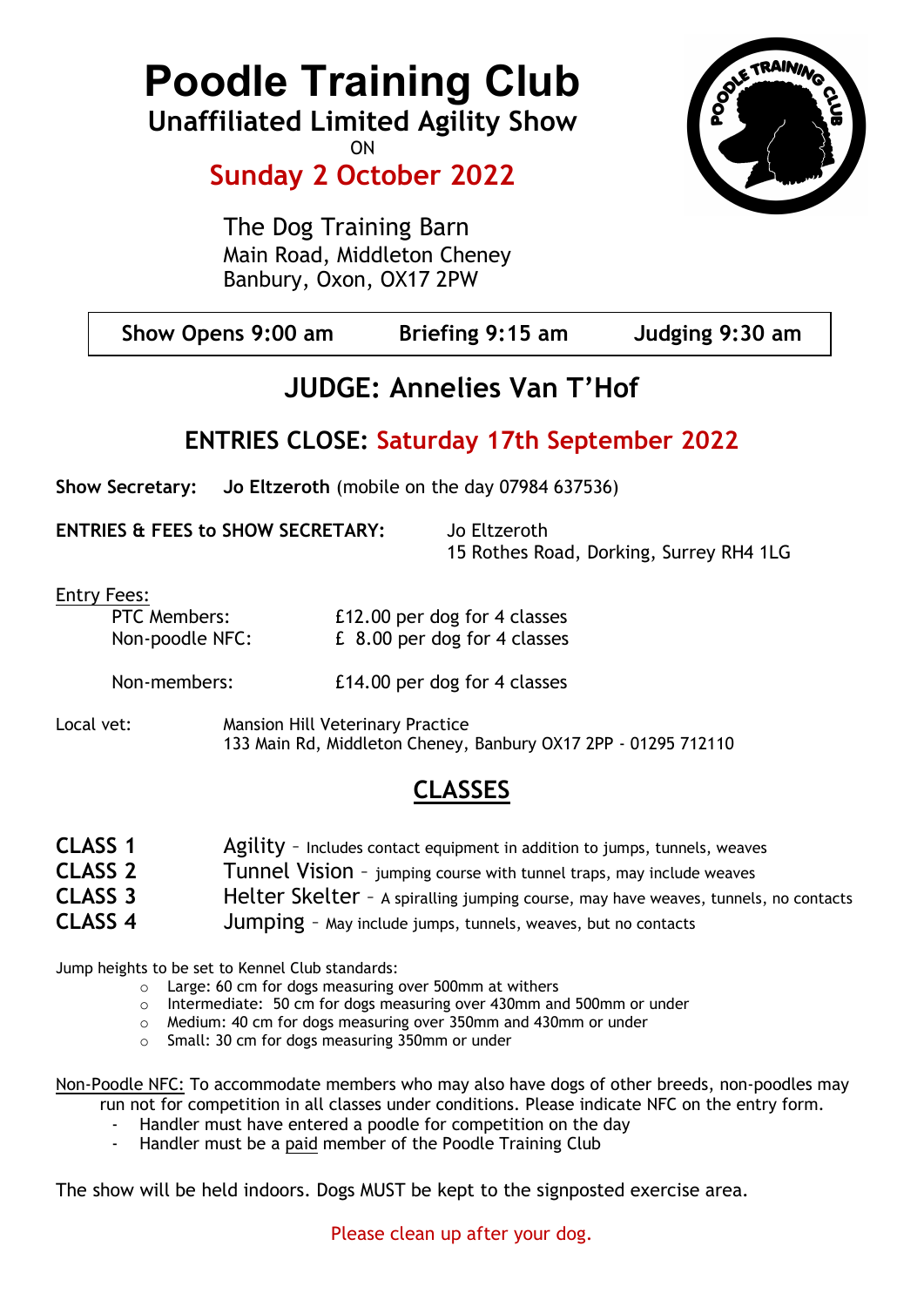# Poodle Training Club

## Unaffiliated Limited Agility Show

ON

## Sunday 2 October 2022

The Dog Training Barn
Main Road, Middleton Cheney
Banbury, Oxon, OX17 2PW

| Show Opens 9:00 am | Briefing 9:15 am | Judging 9:30 am |
|---|---|---|

## JUDGE: Annelies Van T'Hof

## ENTRIES CLOSE: Saturday 17th September 2022

**Show Secretary:** **Jo Eltzeroth** (mobile on the day 07984 637536)

**ENTRIES & FEES to SHOW SECRETARY:** Jo Eltzeroth
15 Rothes Road, Dorking, Surrey RH4 1LG

Entry Fees:

| | |
|---|---|
| PTC Members: | £12.00 per dog for 4 classes |
| Non-poodle NFC: | £ 8.00 per dog for 4 classes |
| Non-members: | £14.00 per dog for 4 classes |

Local vet: Mansion Hill Veterinary Practice
133 Main Rd, Middleton Cheney, Banbury OX17 2PP - 01295 712110

## CLASSES

**CLASS 1** Agility – Includes contact equipment in addition to jumps, tunnels, weaves
**CLASS 2** Tunnel Vision – jumping course with tunnel traps, may include weaves
**CLASS 3** Helter Skelter – A spiralling jumping course, may have weaves, tunnels, no contacts
**CLASS 4** Jumping – May include jumps, tunnels, weaves, but no contacts

Jump heights to be set to Kennel Club standards:

- Large: 60 cm for dogs measuring over 500mm at withers
- Intermediate: 50 cm for dogs measuring over 430mm and 500mm or under
- Medium: 40 cm for dogs measuring over 350mm and 430mm or under
- Small: 30 cm for dogs measuring 350mm or under

Non-Poodle NFC: To accommodate members who may also have dogs of other breeds, non-poodles may run not for competition in all classes under conditions. Please indicate NFC on the entry form.

- Handler must have entered a poodle for competition on the day
- Handler must be a paid member of the Poodle Training Club

The show will be held indoors. Dogs MUST be kept to the signposted exercise area.

Please clean up after your dog.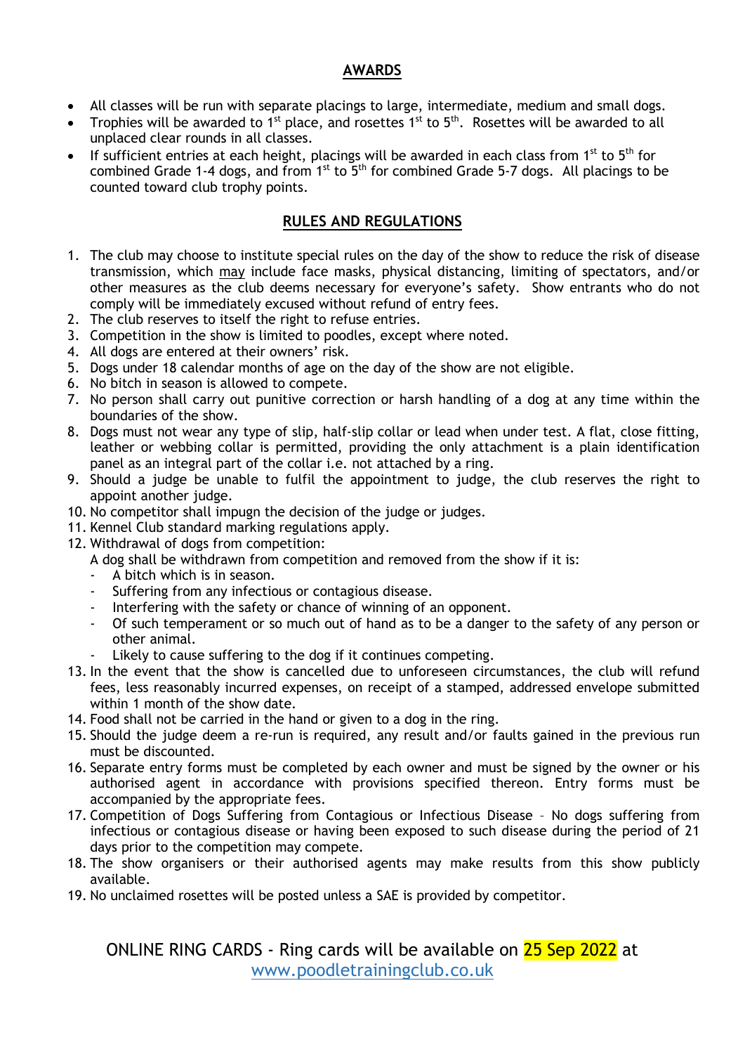## AWARDS

- All classes will be run with separate placings to large, intermediate, medium and small dogs.
- Trophies will be awarded to 1st place, and rosettes 1st to 5th. Rosettes will be awarded to all unplaced clear rounds in all classes.
- If sufficient entries at each height, placings will be awarded in each class from 1st to 5th for combined Grade 1-4 dogs, and from 1st to 5th for combined Grade 5-7 dogs. All placings to be counted toward club trophy points.

## RULES AND REGULATIONS

1. The club may choose to institute special rules on the day of the show to reduce the risk of disease transmission, which may include face masks, physical distancing, limiting of spectators, and/or other measures as the club deems necessary for everyone's safety. Show entrants who do not comply will be immediately excused without refund of entry fees.
2. The club reserves to itself the right to refuse entries.
3. Competition in the show is limited to poodles, except where noted.
4. All dogs are entered at their owners' risk.
5. Dogs under 18 calendar months of age on the day of the show are not eligible.
6. No bitch in season is allowed to compete.
7. No person shall carry out punitive correction or harsh handling of a dog at any time within the boundaries of the show.
8. Dogs must not wear any type of slip, half-slip collar or lead when under test. A flat, close fitting, leather or webbing collar is permitted, providing the only attachment is a plain identification panel as an integral part of the collar i.e. not attached by a ring.
9. Should a judge be unable to fulfil the appointment to judge, the club reserves the right to appoint another judge.
10. No competitor shall impugn the decision of the judge or judges.
11. Kennel Club standard marking regulations apply.
12. Withdrawal of dogs from competition:
    A dog shall be withdrawn from competition and removed from the show if it is:
    - A bitch which is in season.
    - Suffering from any infectious or contagious disease.
    - Interfering with the safety or chance of winning of an opponent.
    - Of such temperament or so much out of hand as to be a danger to the safety of any person or other animal.
    - Likely to cause suffering to the dog if it continues competing.
13. In the event that the show is cancelled due to unforeseen circumstances, the club will refund fees, less reasonably incurred expenses, on receipt of a stamped, addressed envelope submitted within 1 month of the show date.
14. Food shall not be carried in the hand or given to a dog in the ring.
15. Should the judge deem a re-run is required, any result and/or faults gained in the previous run must be discounted.
16. Separate entry forms must be completed by each owner and must be signed by the owner or his authorised agent in accordance with provisions specified thereon. Entry forms must be accompanied by the appropriate fees.
17. Competition of Dogs Suffering from Contagious or Infectious Disease – No dogs suffering from infectious or contagious disease or having been exposed to such disease during the period of 21 days prior to the competition may compete.
18. The show organisers or their authorised agents may make results from this show publicly available.
19. No unclaimed rosettes will be posted unless a SAE is provided by competitor.

ONLINE RING CARDS - Ring cards will be available on 25 Sep 2022 at www.poodletrainingclub.co.uk